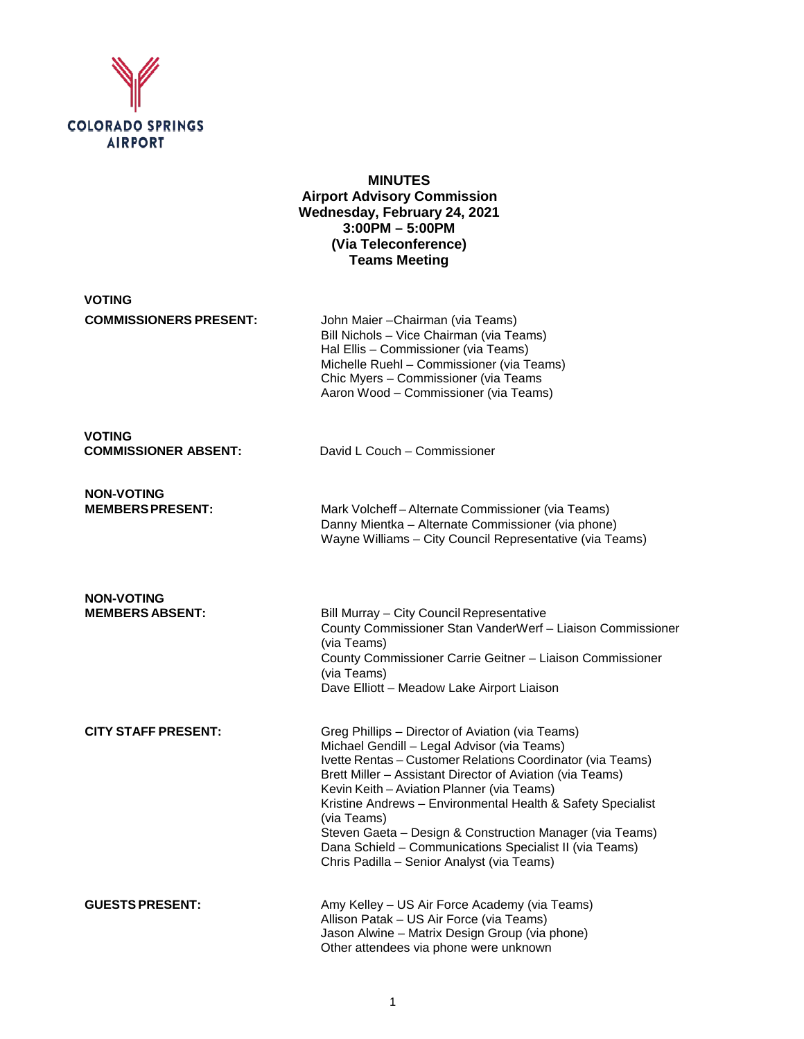COLORADO SPRINGS AIRPORT

**MINUTES**
**Airport Advisory Commission**
**Wednesday, February 24, 2021**
**3:00PM – 5:00PM**
**(Via Teleconference)**
**Teams Meeting**

**VOTING COMMISSIONERS PRESENT:**

John Maier –Chairman (via Teams)
Bill Nichols – Vice Chairman (via Teams)
Hal Ellis – Commissioner (via Teams)
Michelle Ruehl – Commissioner (via Teams)
Chic Myers – Commissioner (via Teams
Aaron Wood – Commissioner (via Teams)

**VOTING COMMISSIONER ABSENT:**

David L Couch – Commissioner

**NON-VOTING MEMBERS PRESENT:**

Mark Volcheff – Alternate Commissioner (via Teams)
Danny Mientka – Alternate Commissioner (via phone)
Wayne Williams – City Council Representative (via Teams)

**NON-VOTING MEMBERS ABSENT:**

Bill Murray – City Council Representative
County Commissioner Stan VanderWerf – Liaison Commissioner (via Teams)
County Commissioner Carrie Geitner – Liaison Commissioner (via Teams)
Dave Elliott – Meadow Lake Airport Liaison

**CITY STAFF PRESENT:**

Greg Phillips – Director of Aviation (via Teams)
Michael Gendill – Legal Advisor (via Teams)
Ivette Rentas – Customer Relations Coordinator (via Teams)
Brett Miller – Assistant Director of Aviation (via Teams)
Kevin Keith – Aviation Planner (via Teams)
Kristine Andrews – Environmental Health & Safety Specialist (via Teams)
Steven Gaeta – Design & Construction Manager (via Teams)
Dana Schield – Communications Specialist II (via Teams)
Chris Padilla – Senior Analyst (via Teams)

**GUESTS PRESENT:**

Amy Kelley – US Air Force Academy (via Teams)
Allison Patak – US Air Force (via Teams)
Jason Alwine – Matrix Design Group (via phone)
Other attendees via phone were unknown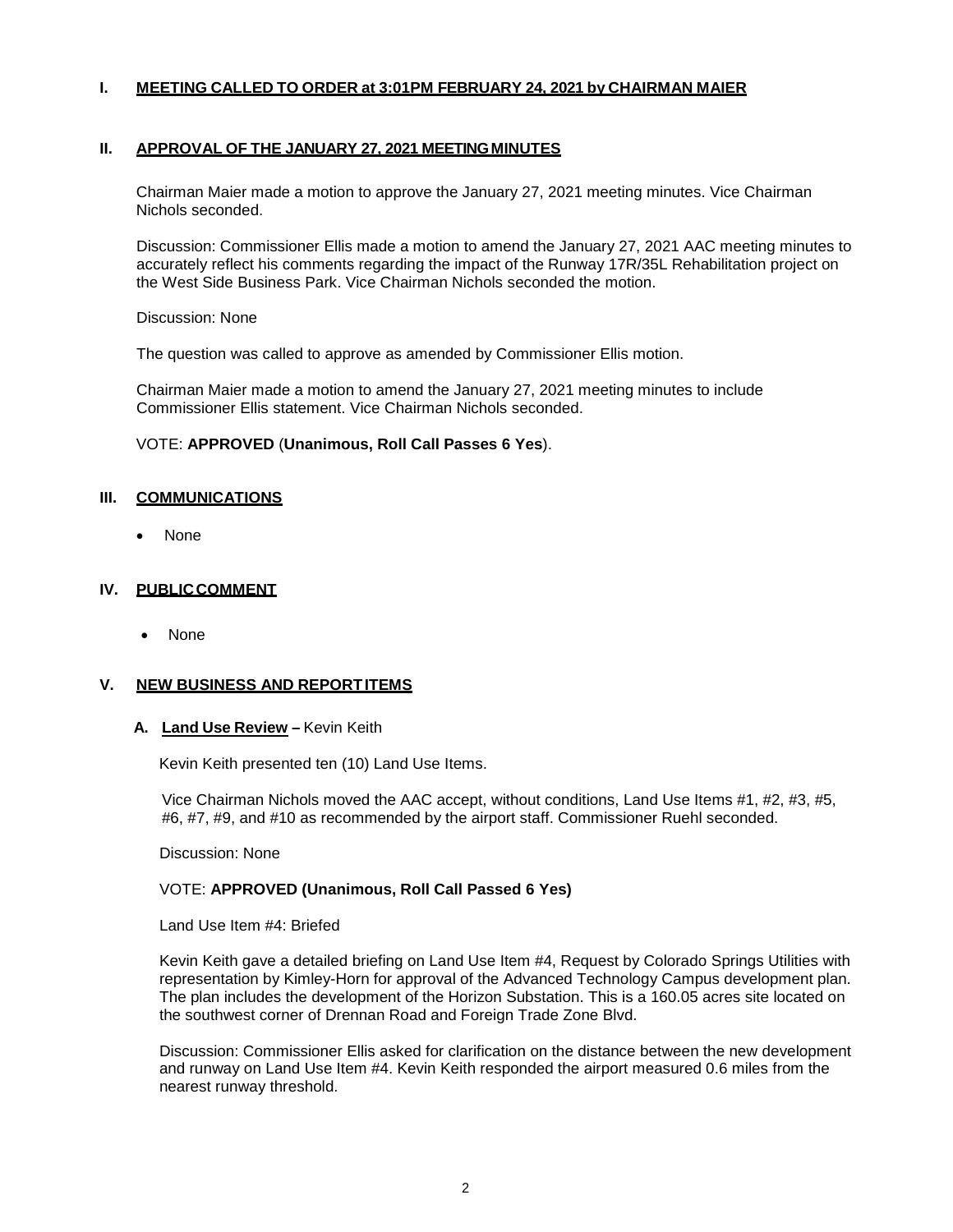## I. MEETING CALLED TO ORDER at 3:01PM FEBRUARY 24, 2021 by CHAIRMAN MAIER

## II. APPROVAL OF THE JANUARY 27, 2021 MEETING MINUTES

Chairman Maier made a motion to approve the January 27, 2021 meeting minutes. Vice Chairman Nichols seconded.

Discussion: Commissioner Ellis made a motion to amend the January 27, 2021 AAC meeting minutes to accurately reflect his comments regarding the impact of the Runway 17R/35L Rehabilitation project on the West Side Business Park. Vice Chairman Nichols seconded the motion.

Discussion: None

The question was called to approve as amended by Commissioner Ellis motion.

Chairman Maier made a motion to amend the January 27, 2021 meeting minutes to include Commissioner Ellis statement. Vice Chairman Nichols seconded.

VOTE: **APPROVED** (**Unanimous, Roll Call Passes 6 Yes**).

## III. COMMUNICATIONS

- None

## IV. PUBLIC COMMENT

- None

## V. NEW BUSINESS AND REPORT ITEMS

### A. Land Use Review – Kevin Keith

Kevin Keith presented ten (10) Land Use Items.

Vice Chairman Nichols moved the AAC accept, without conditions, Land Use Items #1, #2, #3, #5, #6, #7, #9, and #10 as recommended by the airport staff. Commissioner Ruehl seconded.

Discussion: None

VOTE: **APPROVED (Unanimous, Roll Call Passed 6 Yes)**

Land Use Item #4: Briefed

Kevin Keith gave a detailed briefing on Land Use Item #4, Request by Colorado Springs Utilities with representation by Kimley-Horn for approval of the Advanced Technology Campus development plan. The plan includes the development of the Horizon Substation. This is a 160.05 acres site located on the southwest corner of Drennan Road and Foreign Trade Zone Blvd.

Discussion: Commissioner Ellis asked for clarification on the distance between the new development and runway on Land Use Item #4. Kevin Keith responded the airport measured 0.6 miles from the nearest runway threshold.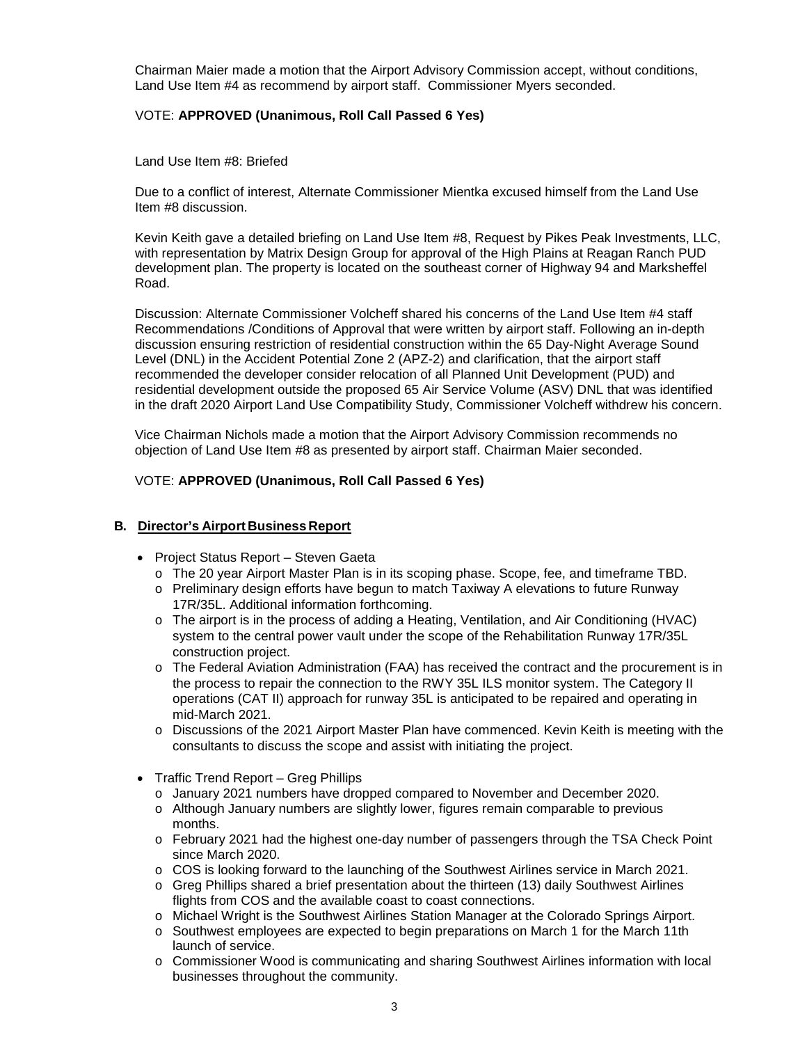Chairman Maier made a motion that the Airport Advisory Commission accept, without conditions, Land Use Item #4 as recommend by airport staff. Commissioner Myers seconded.

VOTE: **APPROVED (Unanimous, Roll Call Passed 6 Yes)**

Land Use Item #8: Briefed

Due to a conflict of interest, Alternate Commissioner Mientka excused himself from the Land Use Item #8 discussion.

Kevin Keith gave a detailed briefing on Land Use Item #8, Request by Pikes Peak Investments, LLC, with representation by Matrix Design Group for approval of the High Plains at Reagan Ranch PUD development plan. The property is located on the southeast corner of Highway 94 and Marksheffel Road.

Discussion: Alternate Commissioner Volcheff shared his concerns of the Land Use Item #4 staff Recommendations /Conditions of Approval that were written by airport staff. Following an in-depth discussion ensuring restriction of residential construction within the 65 Day-Night Average Sound Level (DNL) in the Accident Potential Zone 2 (APZ-2) and clarification, that the airport staff recommended the developer consider relocation of all Planned Unit Development (PUD) and residential development outside the proposed 65 Air Service Volume (ASV) DNL that was identified in the draft 2020 Airport Land Use Compatibility Study, Commissioner Volcheff withdrew his concern.

Vice Chairman Nichols made a motion that the Airport Advisory Commission recommends no objection of Land Use Item #8 as presented by airport staff. Chairman Maier seconded.

VOTE: **APPROVED (Unanimous, Roll Call Passed 6 Yes)**

### B. Director's Airport Business Report

- Project Status Report – Steven Gaeta
  - The 20 year Airport Master Plan is in its scoping phase. Scope, fee, and timeframe TBD.
  - Preliminary design efforts have begun to match Taxiway A elevations to future Runway 17R/35L. Additional information forthcoming.
  - The airport is in the process of adding a Heating, Ventilation, and Air Conditioning (HVAC) system to the central power vault under the scope of the Rehabilitation Runway 17R/35L construction project.
  - The Federal Aviation Administration (FAA) has received the contract and the procurement is in the process to repair the connection to the RWY 35L ILS monitor system. The Category II operations (CAT II) approach for runway 35L is anticipated to be repaired and operating in mid-March 2021.
  - Discussions of the 2021 Airport Master Plan have commenced. Kevin Keith is meeting with the consultants to discuss the scope and assist with initiating the project.

- Traffic Trend Report – Greg Phillips
  - January 2021 numbers have dropped compared to November and December 2020.
  - Although January numbers are slightly lower, figures remain comparable to previous months.
  - February 2021 had the highest one-day number of passengers through the TSA Check Point since March 2020.
  - COS is looking forward to the launching of the Southwest Airlines service in March 2021.
  - Greg Phillips shared a brief presentation about the thirteen (13) daily Southwest Airlines flights from COS and the available coast to coast connections.
  - Michael Wright is the Southwest Airlines Station Manager at the Colorado Springs Airport.
  - Southwest employees are expected to begin preparations on March 1 for the March 11th launch of service.
  - Commissioner Wood is communicating and sharing Southwest Airlines information with local businesses throughout the community.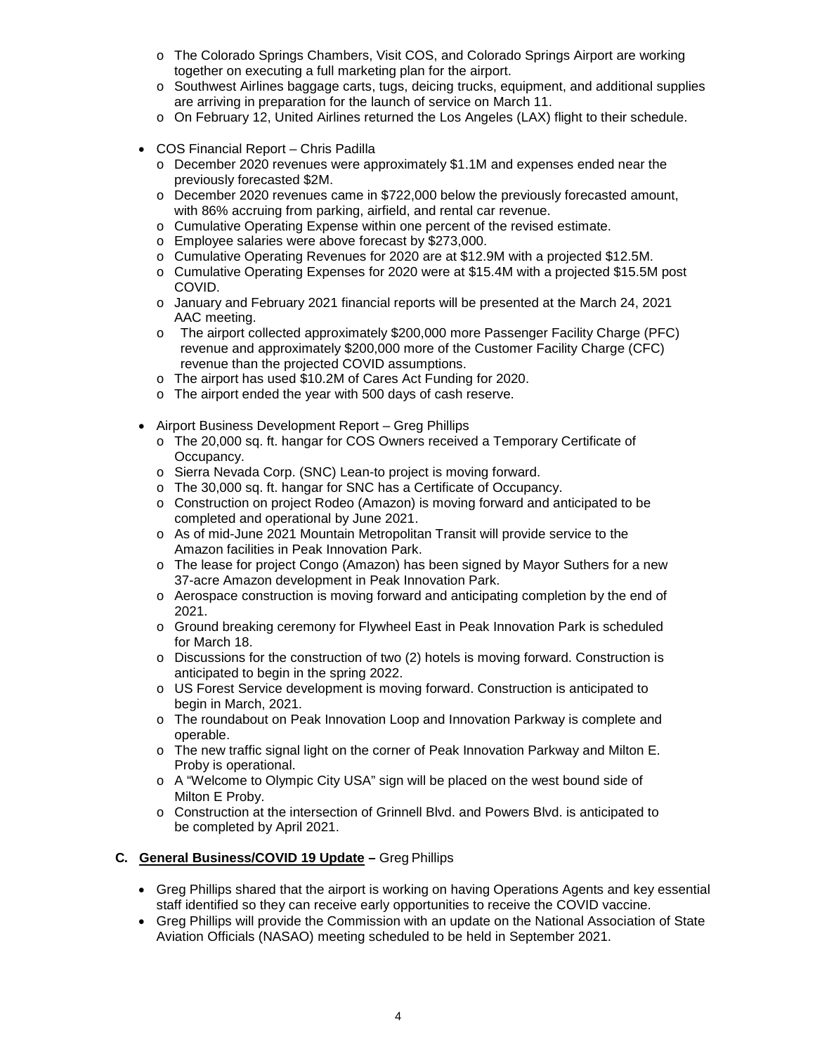- The Colorado Springs Chambers, Visit COS, and Colorado Springs Airport are working together on executing a full marketing plan for the airport.
  - Southwest Airlines baggage carts, tugs, deicing trucks, equipment, and additional supplies are arriving in preparation for the launch of service on March 11.
  - On February 12, United Airlines returned the Los Angeles (LAX) flight to their schedule.

- COS Financial Report – Chris Padilla
  - December 2020 revenues were approximately $1.1M and expenses ended near the previously forecasted $2M.
  - December 2020 revenues came in $722,000 below the previously forecasted amount, with 86% accruing from parking, airfield, and rental car revenue.
  - Cumulative Operating Expense within one percent of the revised estimate.
  - Employee salaries were above forecast by $273,000.
  - Cumulative Operating Revenues for 2020 are at $12.9M with a projected $12.5M.
  - Cumulative Operating Expenses for 2020 were at $15.4M with a projected $15.5M post COVID.
  - January and February 2021 financial reports will be presented at the March 24, 2021 AAC meeting.
  - The airport collected approximately $200,000 more Passenger Facility Charge (PFC) revenue and approximately $200,000 more of the Customer Facility Charge (CFC) revenue than the projected COVID assumptions.
  - The airport has used $10.2M of Cares Act Funding for 2020.
  - The airport ended the year with 500 days of cash reserve.

- Airport Business Development Report – Greg Phillips
  - The 20,000 sq. ft. hangar for COS Owners received a Temporary Certificate of Occupancy.
  - Sierra Nevada Corp. (SNC) Lean-to project is moving forward.
  - The 30,000 sq. ft. hangar for SNC has a Certificate of Occupancy.
  - Construction on project Rodeo (Amazon) is moving forward and anticipated to be completed and operational by June 2021.
  - As of mid-June 2021 Mountain Metropolitan Transit will provide service to the Amazon facilities in Peak Innovation Park.
  - The lease for project Congo (Amazon) has been signed by Mayor Suthers for a new 37-acre Amazon development in Peak Innovation Park.
  - Aerospace construction is moving forward and anticipating completion by the end of 2021.
  - Ground breaking ceremony for Flywheel East in Peak Innovation Park is scheduled for March 18.
  - Discussions for the construction of two (2) hotels is moving forward. Construction is anticipated to begin in the spring 2022.
  - US Forest Service development is moving forward. Construction is anticipated to begin in March, 2021.
  - The roundabout on Peak Innovation Loop and Innovation Parkway is complete and operable.
  - The new traffic signal light on the corner of Peak Innovation Parkway and Milton E. Proby is operational.
  - A "Welcome to Olympic City USA" sign will be placed on the west bound side of Milton E Proby.
  - Construction at the intersection of Grinnell Blvd. and Powers Blvd. is anticipated to be completed by April 2021.

**C. <u>General Business/COVID 19 Update</u> –** Greg Phillips

- Greg Phillips shared that the airport is working on having Operations Agents and key essential staff identified so they can receive early opportunities to receive the COVID vaccine.
- Greg Phillips will provide the Commission with an update on the National Association of State Aviation Officials (NASAO) meeting scheduled to be held in September 2021.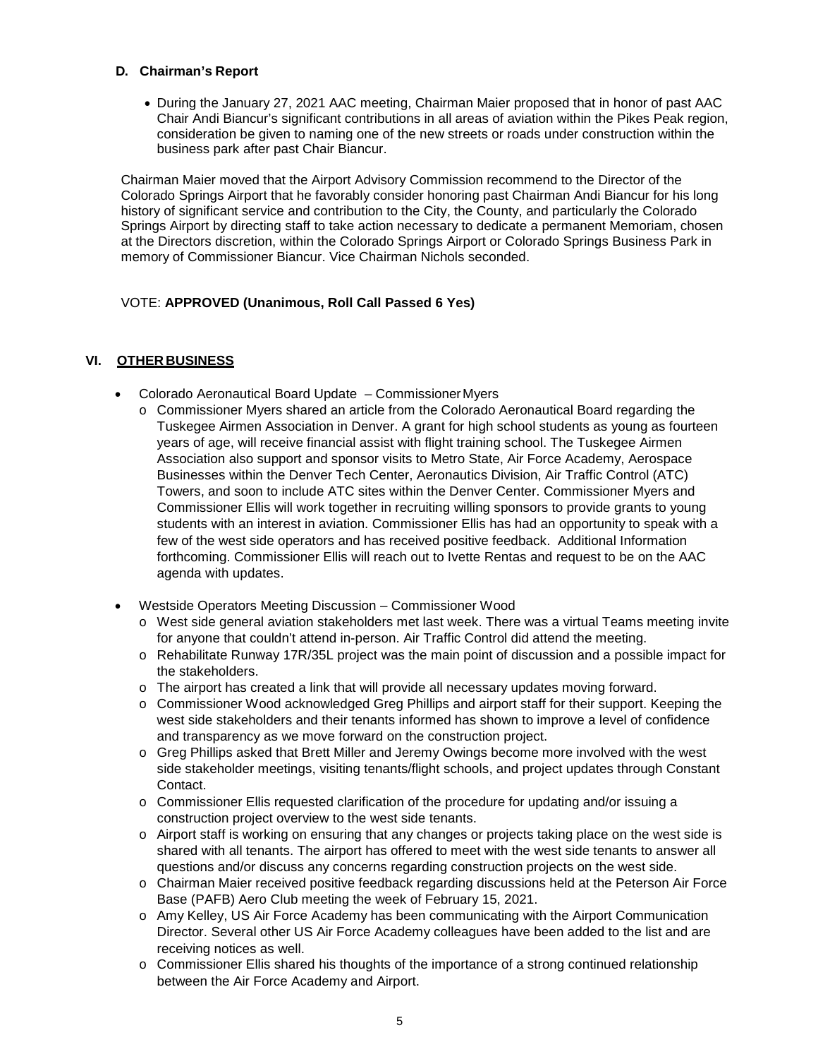### D. Chairman's Report

- During the January 27, 2021 AAC meeting, Chairman Maier proposed that in honor of past AAC Chair Andi Biancur's significant contributions in all areas of aviation within the Pikes Peak region, consideration be given to naming one of the new streets or roads under construction within the business park after past Chair Biancur.

Chairman Maier moved that the Airport Advisory Commission recommend to the Director of the Colorado Springs Airport that he favorably consider honoring past Chairman Andi Biancur for his long history of significant service and contribution to the City, the County, and particularly the Colorado Springs Airport by directing staff to take action necessary to dedicate a permanent Memoriam, chosen at the Directors discretion, within the Colorado Springs Airport or Colorado Springs Business Park in memory of Commissioner Biancur. Vice Chairman Nichols seconded.

VOTE: **APPROVED (Unanimous, Roll Call Passed 6 Yes)**

## VI. OTHER BUSINESS

- Colorado Aeronautical Board Update – Commissioner Myers
  - Commissioner Myers shared an article from the Colorado Aeronautical Board regarding the Tuskegee Airmen Association in Denver. A grant for high school students as young as fourteen years of age, will receive financial assist with flight training school. The Tuskegee Airmen Association also support and sponsor visits to Metro State, Air Force Academy, Aerospace Businesses within the Denver Tech Center, Aeronautics Division, Air Traffic Control (ATC) Towers, and soon to include ATC sites within the Denver Center. Commissioner Myers and Commissioner Ellis will work together in recruiting willing sponsors to provide grants to young students with an interest in aviation. Commissioner Ellis has had an opportunity to speak with a few of the west side operators and has received positive feedback. Additional Information forthcoming. Commissioner Ellis will reach out to Ivette Rentas and request to be on the AAC agenda with updates.
- Westside Operators Meeting Discussion – Commissioner Wood
  - West side general aviation stakeholders met last week. There was a virtual Teams meeting invite for anyone that couldn't attend in-person. Air Traffic Control did attend the meeting.
  - Rehabilitate Runway 17R/35L project was the main point of discussion and a possible impact for the stakeholders.
  - The airport has created a link that will provide all necessary updates moving forward.
  - Commissioner Wood acknowledged Greg Phillips and airport staff for their support. Keeping the west side stakeholders and their tenants informed has shown to improve a level of confidence and transparency as we move forward on the construction project.
  - Greg Phillips asked that Brett Miller and Jeremy Owings become more involved with the west side stakeholder meetings, visiting tenants/flight schools, and project updates through Constant Contact.
  - Commissioner Ellis requested clarification of the procedure for updating and/or issuing a construction project overview to the west side tenants.
  - Airport staff is working on ensuring that any changes or projects taking place on the west side is shared with all tenants. The airport has offered to meet with the west side tenants to answer all questions and/or discuss any concerns regarding construction projects on the west side.
  - Chairman Maier received positive feedback regarding discussions held at the Peterson Air Force Base (PAFB) Aero Club meeting the week of February 15, 2021.
  - Amy Kelley, US Air Force Academy has been communicating with the Airport Communication Director. Several other US Air Force Academy colleagues have been added to the list and are receiving notices as well.
  - Commissioner Ellis shared his thoughts of the importance of a strong continued relationship between the Air Force Academy and Airport.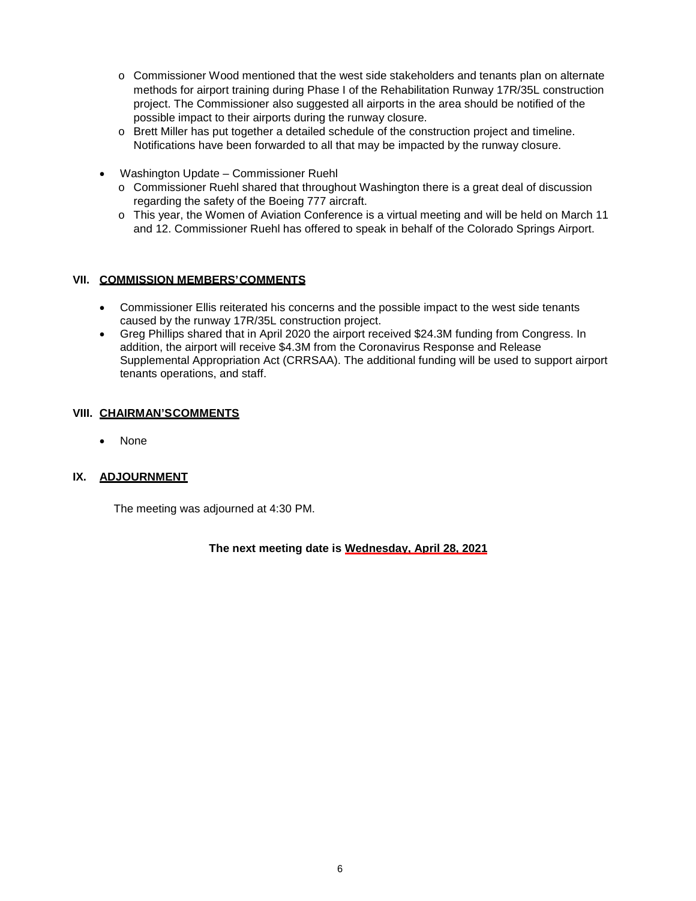- Commissioner Wood mentioned that the west side stakeholders and tenants plan on alternate methods for airport training during Phase I of the Rehabilitation Runway 17R/35L construction project. The Commissioner also suggested all airports in the area should be notified of the possible impact to their airports during the runway closure.
  - Brett Miller has put together a detailed schedule of the construction project and timeline. Notifications have been forwarded to all that may be impacted by the runway closure.

- Washington Update – Commissioner Ruehl
  - Commissioner Ruehl shared that throughout Washington there is a great deal of discussion regarding the safety of the Boeing 777 aircraft.
  - This year, the Women of Aviation Conference is a virtual meeting and will be held on March 11 and 12. Commissioner Ruehl has offered to speak in behalf of the Colorado Springs Airport.

## VII. COMMISSION MEMBERS'COMMENTS

- Commissioner Ellis reiterated his concerns and the possible impact to the west side tenants caused by the runway 17R/35L construction project.
- Greg Phillips shared that in April 2020 the airport received $24.3M funding from Congress. In addition, the airport will receive $4.3M from the Coronavirus Response and Release Supplemental Appropriation Act (CRRSAA). The additional funding will be used to support airport tenants operations, and staff.

## VIII. CHAIRMAN'SCOMMENTS

- None

## IX. ADJOURNMENT

The meeting was adjourned at 4:30 PM.

**The next meeting date is Wednesday, April 28, 2021**